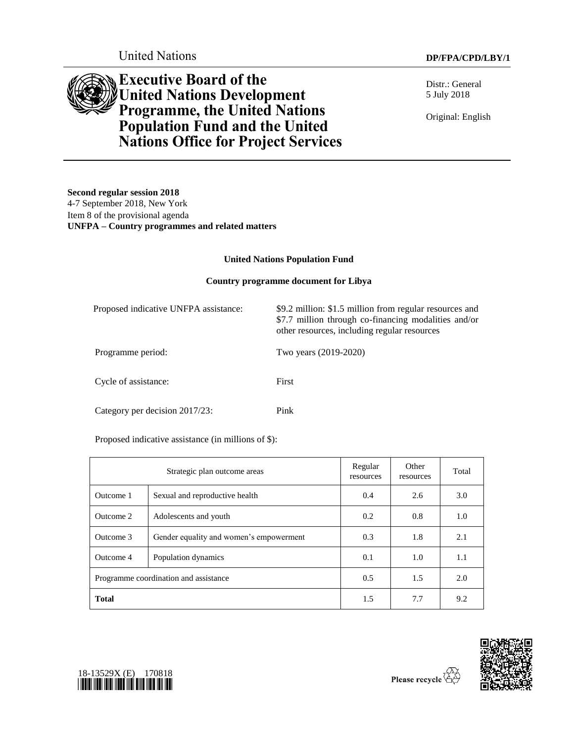United Nations

**DP/FPA/CPD/LBY/1**

# Executive Board of the United Nations Development Programme, the United Nations Population Fund and the United Nations Office for Project Services

Distr.: General
5 July 2018

Original: English

**Second regular session 2018**
4-7 September 2018, New York
Item 8 of the provisional agenda
**UNFPA – Country programmes and related matters**

**United Nations Population Fund**

**Country programme document for Libya**

| | |
|---|---|
| Proposed indicative UNFPA assistance: | $9.2 million: $1.5 million from regular resources and $7.7 million through co-financing modalities and/or other resources, including regular resources |
| Programme period: | Two years (2019-2020) |
| Cycle of assistance: | First |
| Category per decision 2017/23: | Pink |

Proposed indicative assistance (in millions of $):

| Strategic plan outcome areas | | Regular resources | Other resources | Total |
|---|---|---|---|---|
| Outcome 1 | Sexual and reproductive health | 0.4 | 2.6 | 3.0 |
| Outcome 2 | Adolescents and youth | 0.2 | 0.8 | 1.0 |
| Outcome 3 | Gender equality and women's empowerment | 0.3 | 1.8 | 2.1 |
| Outcome 4 | Population dynamics | 0.1 | 1.0 | 1.1 |
| Programme coordination and assistance | | 0.5 | 1.5 | 2.0 |
| **Total** | | 1.5 | 7.7 | 9.2 |

18-13529X (E) 170818

Please recycle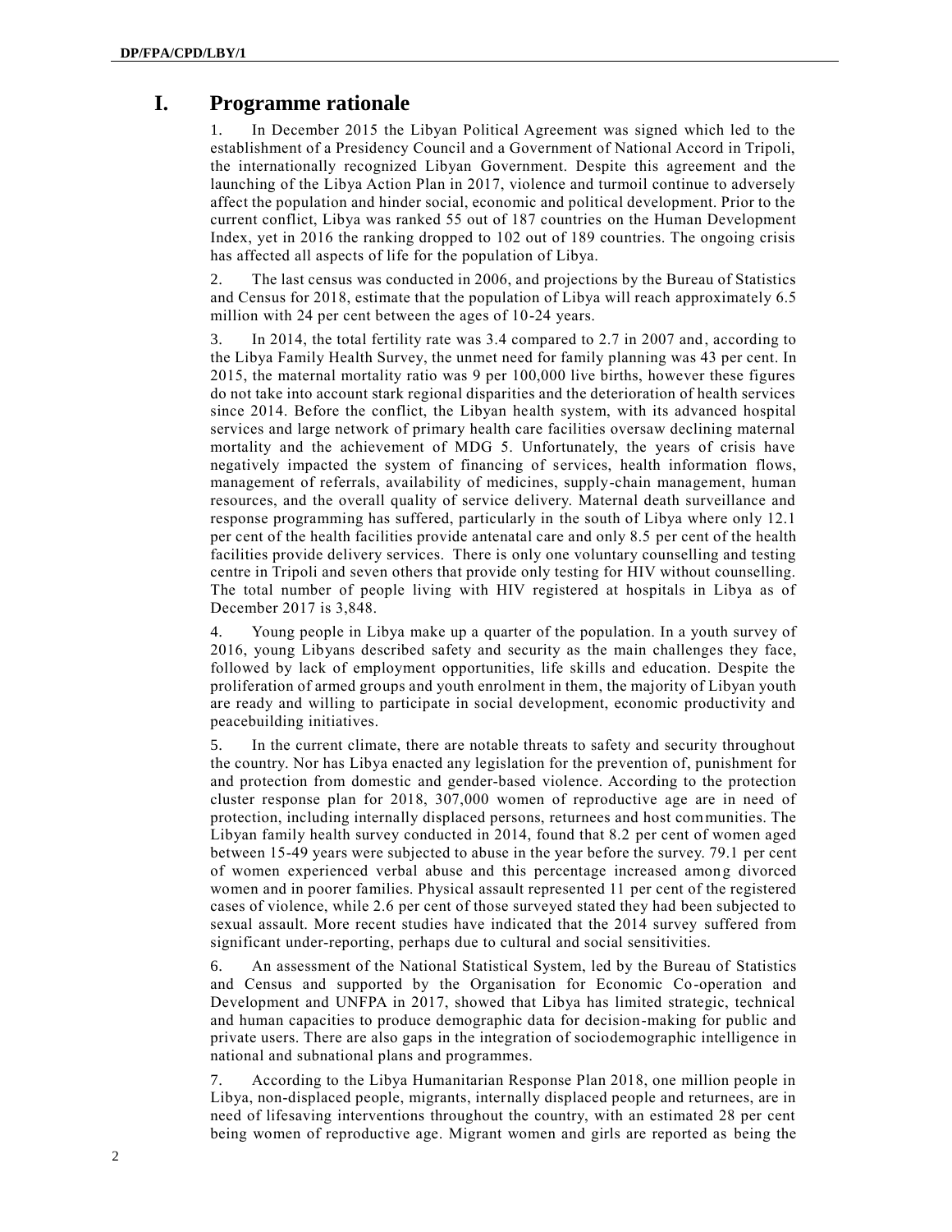# I. Programme rationale

1. In December 2015 the Libyan Political Agreement was signed which led to the establishment of a Presidency Council and a Government of National Accord in Tripoli, the internationally recognized Libyan Government. Despite this agreement and the launching of the Libya Action Plan in 2017, violence and turmoil continue to adversely affect the population and hinder social, economic and political development. Prior to the current conflict, Libya was ranked 55 out of 187 countries on the Human Development Index, yet in 2016 the ranking dropped to 102 out of 189 countries. The ongoing crisis has affected all aspects of life for the population of Libya.

2. The last census was conducted in 2006, and projections by the Bureau of Statistics and Census for 2018, estimate that the population of Libya will reach approximately 6.5 million with 24 per cent between the ages of 10-24 years.

3. In 2014, the total fertility rate was 3.4 compared to 2.7 in 2007 and, according to the Libya Family Health Survey, the unmet need for family planning was 43 per cent. In 2015, the maternal mortality ratio was 9 per 100,000 live births, however these figures do not take into account stark regional disparities and the deterioration of health services since 2014. Before the conflict, the Libyan health system, with its advanced hospital services and large network of primary health care facilities oversaw declining maternal mortality and the achievement of MDG 5. Unfortunately, the years of crisis have negatively impacted the system of financing of services, health information flows, management of referrals, availability of medicines, supply-chain management, human resources, and the overall quality of service delivery. Maternal death surveillance and response programming has suffered, particularly in the south of Libya where only 12.1 per cent of the health facilities provide antenatal care and only 8.5 per cent of the health facilities provide delivery services. There is only one voluntary counselling and testing centre in Tripoli and seven others that provide only testing for HIV without counselling. The total number of people living with HIV registered at hospitals in Libya as of December 2017 is 3,848.

4. Young people in Libya make up a quarter of the population. In a youth survey of 2016, young Libyans described safety and security as the main challenges they face, followed by lack of employment opportunities, life skills and education. Despite the proliferation of armed groups and youth enrolment in them, the majority of Libyan youth are ready and willing to participate in social development, economic productivity and peacebuilding initiatives.

5. In the current climate, there are notable threats to safety and security throughout the country. Nor has Libya enacted any legislation for the prevention of, punishment for and protection from domestic and gender-based violence. According to the protection cluster response plan for 2018, 307,000 women of reproductive age are in need of protection, including internally displaced persons, returnees and host communities. The Libyan family health survey conducted in 2014, found that 8.2 per cent of women aged between 15-49 years were subjected to abuse in the year before the survey. 79.1 per cent of women experienced verbal abuse and this percentage increased among divorced women and in poorer families. Physical assault represented 11 per cent of the registered cases of violence, while 2.6 per cent of those surveyed stated they had been subjected to sexual assault. More recent studies have indicated that the 2014 survey suffered from significant under-reporting, perhaps due to cultural and social sensitivities.

6. An assessment of the National Statistical System, led by the Bureau of Statistics and Census and supported by the Organisation for Economic Co-operation and Development and UNFPA in 2017, showed that Libya has limited strategic, technical and human capacities to produce demographic data for decision-making for public and private users. There are also gaps in the integration of sociodemographic intelligence in national and subnational plans and programmes.

7. According to the Libya Humanitarian Response Plan 2018, one million people in Libya, non-displaced people, migrants, internally displaced people and returnees, are in need of lifesaving interventions throughout the country, with an estimated 28 per cent being women of reproductive age. Migrant women and girls are reported as being the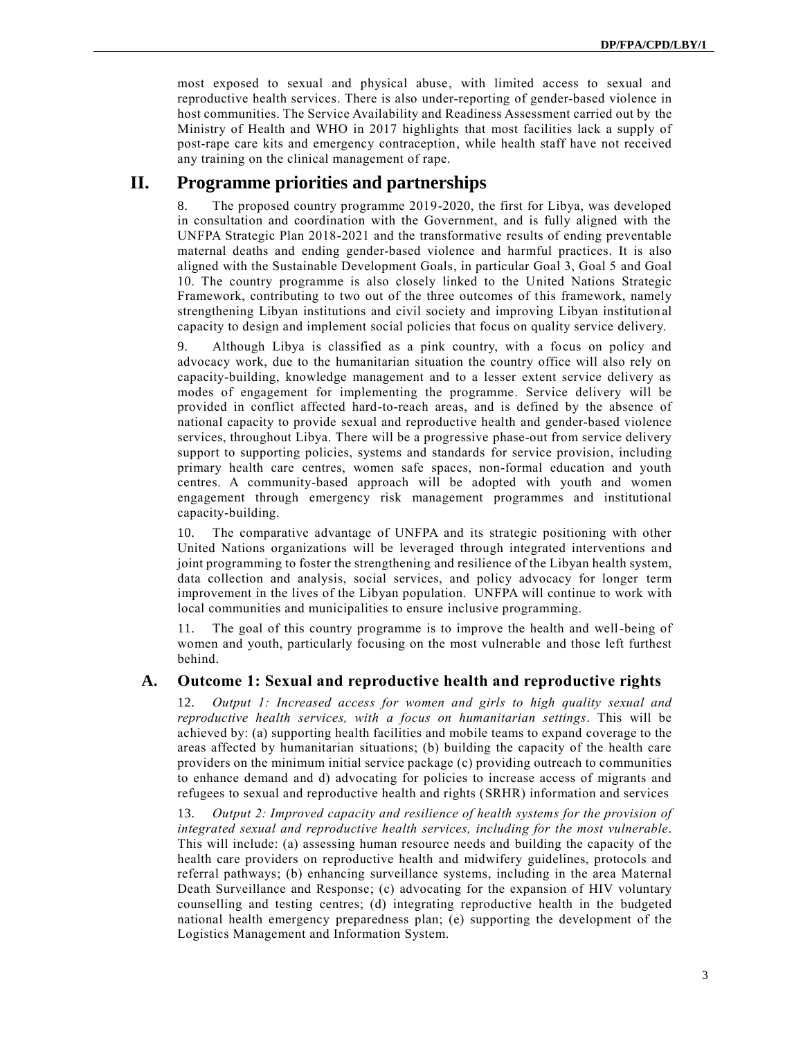most exposed to sexual and physical abuse, with limited access to sexual and reproductive health services. There is also under-reporting of gender-based violence in host communities. The Service Availability and Readiness Assessment carried out by the Ministry of Health and WHO in 2017 highlights that most facilities lack a supply of post-rape care kits and emergency contraception, while health staff have not received any training on the clinical management of rape.

## II. Programme priorities and partnerships

8. The proposed country programme 2019-2020, the first for Libya, was developed in consultation and coordination with the Government, and is fully aligned with the UNFPA Strategic Plan 2018-2021 and the transformative results of ending preventable maternal deaths and ending gender-based violence and harmful practices. It is also aligned with the Sustainable Development Goals, in particular Goal 3, Goal 5 and Goal 10. The country programme is also closely linked to the United Nations Strategic Framework, contributing to two out of the three outcomes of this framework, namely strengthening Libyan institutions and civil society and improving Libyan institutional capacity to design and implement social policies that focus on quality service delivery.

9. Although Libya is classified as a pink country, with a focus on policy and advocacy work, due to the humanitarian situation the country office will also rely on capacity-building, knowledge management and to a lesser extent service delivery as modes of engagement for implementing the programme. Service delivery will be provided in conflict affected hard-to-reach areas, and is defined by the absence of national capacity to provide sexual and reproductive health and gender-based violence services, throughout Libya. There will be a progressive phase-out from service delivery support to supporting policies, systems and standards for service provision, including primary health care centres, women safe spaces, non-formal education and youth centres. A community-based approach will be adopted with youth and women engagement through emergency risk management programmes and institutional capacity-building.

10. The comparative advantage of UNFPA and its strategic positioning with other United Nations organizations will be leveraged through integrated interventions and joint programming to foster the strengthening and resilience of the Libyan health system, data collection and analysis, social services, and policy advocacy for longer term improvement in the lives of the Libyan population. UNFPA will continue to work with local communities and municipalities to ensure inclusive programming.

11. The goal of this country programme is to improve the health and well-being of women and youth, particularly focusing on the most vulnerable and those left furthest behind.

### A. Outcome 1: Sexual and reproductive health and reproductive rights

12. *Output 1: Increased access for women and girls to high quality sexual and reproductive health services, with a focus on humanitarian settings*. This will be achieved by: (a) supporting health facilities and mobile teams to expand coverage to the areas affected by humanitarian situations; (b) building the capacity of the health care providers on the minimum initial service package (c) providing outreach to communities to enhance demand and d) advocating for policies to increase access of migrants and refugees to sexual and reproductive health and rights (SRHR) information and services

13. *Output 2: Improved capacity and resilience of health systems for the provision of integrated sexual and reproductive health services, including for the most vulnerable*. This will include: (a) assessing human resource needs and building the capacity of the health care providers on reproductive health and midwifery guidelines, protocols and referral pathways; (b) enhancing surveillance systems, including in the area Maternal Death Surveillance and Response; (c) advocating for the expansion of HIV voluntary counselling and testing centres; (d) integrating reproductive health in the budgeted national health emergency preparedness plan; (e) supporting the development of the Logistics Management and Information System.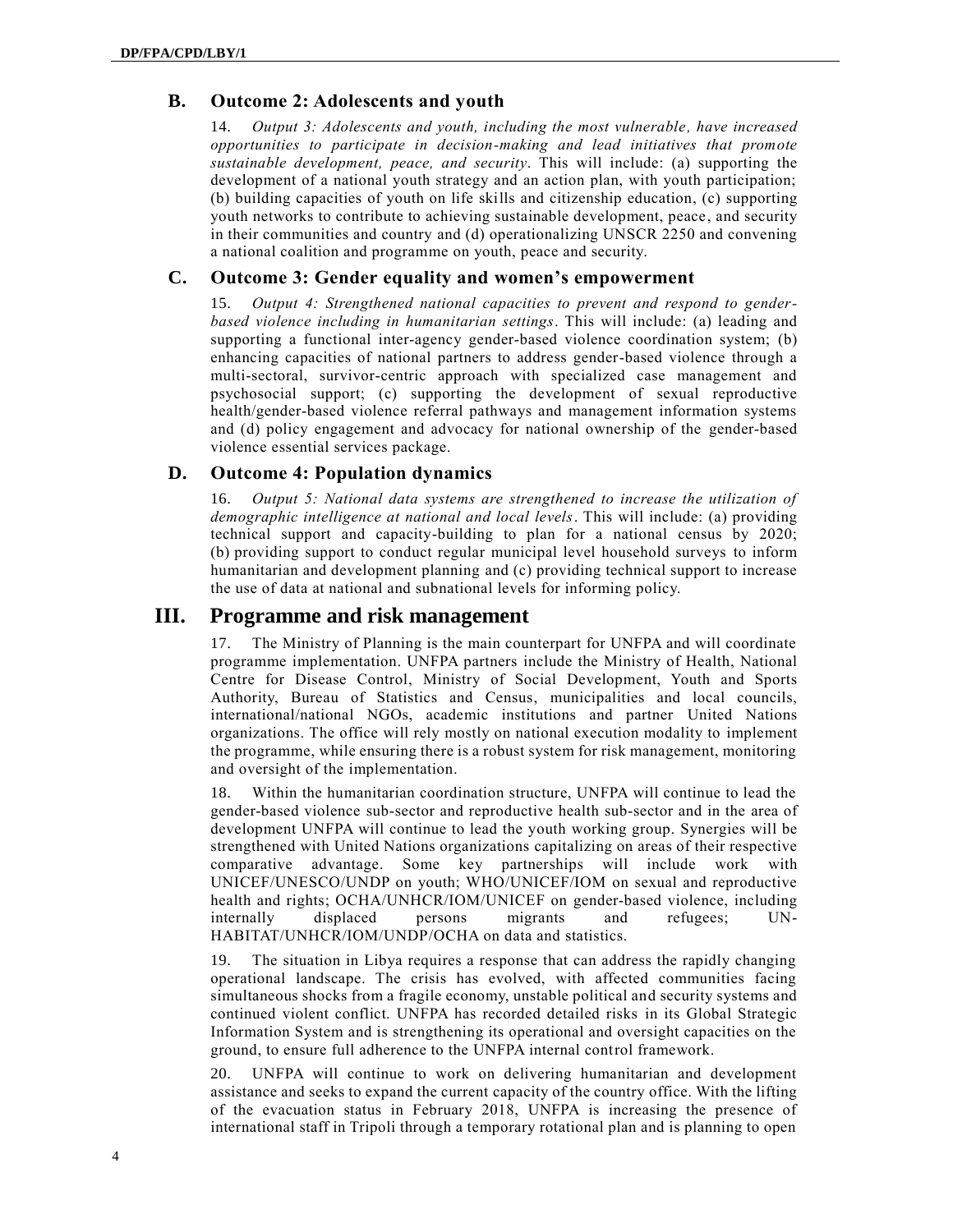## B. Outcome 2: Adolescents and youth

14. *Output 3: Adolescents and youth, including the most vulnerable, have increased opportunities to participate in decision-making and lead initiatives that promote sustainable development, peace, and security*. This will include: (a) supporting the development of a national youth strategy and an action plan, with youth participation; (b) building capacities of youth on life skills and citizenship education, (c) supporting youth networks to contribute to achieving sustainable development, peace, and security in their communities and country and (d) operationalizing UNSCR 2250 and convening a national coalition and programme on youth, peace and security.

## C. Outcome 3: Gender equality and women's empowerment

15. *Output 4: Strengthened national capacities to prevent and respond to gender-based violence including in humanitarian settings*. This will include: (a) leading and supporting a functional inter-agency gender-based violence coordination system; (b) enhancing capacities of national partners to address gender-based violence through a multi-sectoral, survivor-centric approach with specialized case management and psychosocial support; (c) supporting the development of sexual reproductive health/gender-based violence referral pathways and management information systems and (d) policy engagement and advocacy for national ownership of the gender-based violence essential services package.

## D. Outcome 4: Population dynamics

16. *Output 5: National data systems are strengthened to increase the utilization of demographic intelligence at national and local levels*. This will include: (a) providing technical support and capacity-building to plan for a national census by 2020; (b) providing support to conduct regular municipal level household surveys to inform humanitarian and development planning and (c) providing technical support to increase the use of data at national and subnational levels for informing policy.

# III. Programme and risk management

17. The Ministry of Planning is the main counterpart for UNFPA and will coordinate programme implementation. UNFPA partners include the Ministry of Health, National Centre for Disease Control, Ministry of Social Development, Youth and Sports Authority, Bureau of Statistics and Census, municipalities and local councils, international/national NGOs, academic institutions and partner United Nations organizations. The office will rely mostly on national execution modality to implement the programme, while ensuring there is a robust system for risk management, monitoring and oversight of the implementation.

18. Within the humanitarian coordination structure, UNFPA will continue to lead the gender-based violence sub-sector and reproductive health sub-sector and in the area of development UNFPA will continue to lead the youth working group. Synergies will be strengthened with United Nations organizations capitalizing on areas of their respective comparative advantage. Some key partnerships will include work with UNICEF/UNESCO/UNDP on youth; WHO/UNICEF/IOM on sexual and reproductive health and rights; OCHA/UNHCR/IOM/UNICEF on gender-based violence, including internally displaced persons migrants and refugees; UN-HABITAT/UNHCR/IOM/UNDP/OCHA on data and statistics.

19. The situation in Libya requires a response that can address the rapidly changing operational landscape. The crisis has evolved, with affected communities facing simultaneous shocks from a fragile economy, unstable political and security systems and continued violent conflict. UNFPA has recorded detailed risks in its Global Strategic Information System and is strengthening its operational and oversight capacities on the ground, to ensure full adherence to the UNFPA internal control framework.

20. UNFPA will continue to work on delivering humanitarian and development assistance and seeks to expand the current capacity of the country office. With the lifting of the evacuation status in February 2018, UNFPA is increasing the presence of international staff in Tripoli through a temporary rotational plan and is planning to open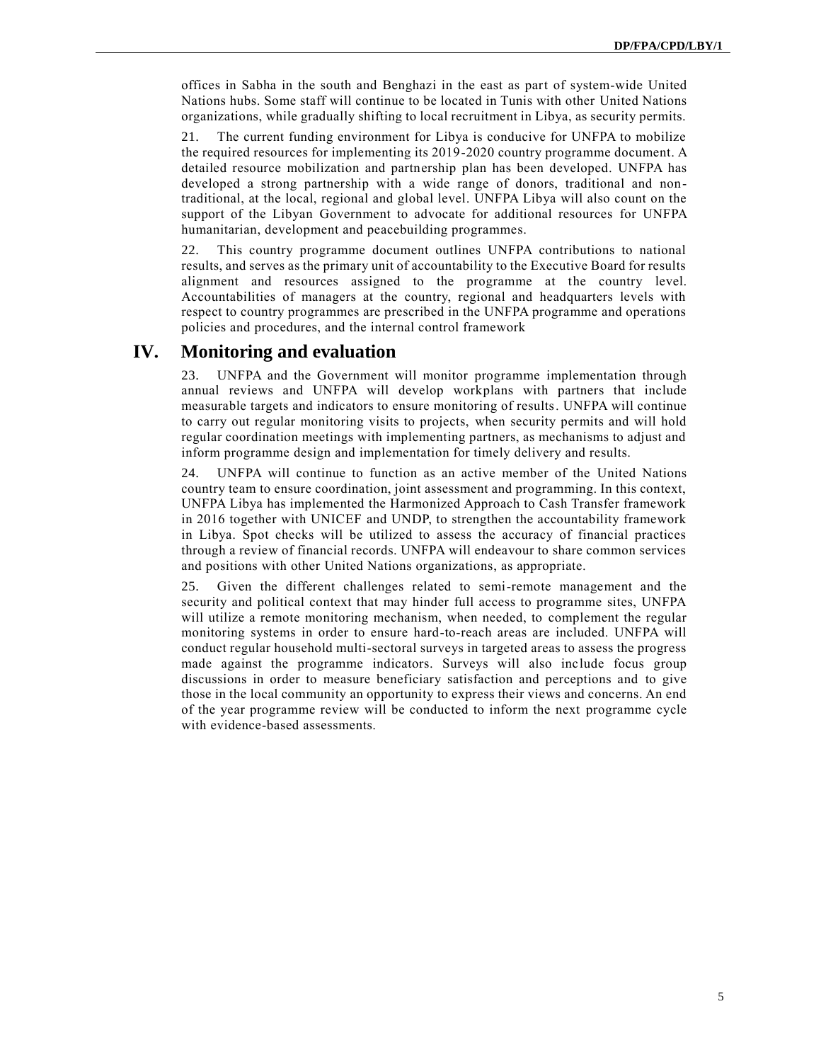offices in Sabha in the south and Benghazi in the east as part of system-wide United Nations hubs. Some staff will continue to be located in Tunis with other United Nations organizations, while gradually shifting to local recruitment in Libya, as security permits.

21. The current funding environment for Libya is conducive for UNFPA to mobilize the required resources for implementing its 2019-2020 country programme document. A detailed resource mobilization and partnership plan has been developed. UNFPA has developed a strong partnership with a wide range of donors, traditional and non-traditional, at the local, regional and global level. UNFPA Libya will also count on the support of the Libyan Government to advocate for additional resources for UNFPA humanitarian, development and peacebuilding programmes.

22. This country programme document outlines UNFPA contributions to national results, and serves as the primary unit of accountability to the Executive Board for results alignment and resources assigned to the programme at the country level. Accountabilities of managers at the country, regional and headquarters levels with respect to country programmes are prescribed in the UNFPA programme and operations policies and procedures, and the internal control framework

# IV. Monitoring and evaluation

23. UNFPA and the Government will monitor programme implementation through annual reviews and UNFPA will develop workplans with partners that include measurable targets and indicators to ensure monitoring of results. UNFPA will continue to carry out regular monitoring visits to projects, when security permits and will hold regular coordination meetings with implementing partners, as mechanisms to adjust and inform programme design and implementation for timely delivery and results.

24. UNFPA will continue to function as an active member of the United Nations country team to ensure coordination, joint assessment and programming. In this context, UNFPA Libya has implemented the Harmonized Approach to Cash Transfer framework in 2016 together with UNICEF and UNDP, to strengthen the accountability framework in Libya. Spot checks will be utilized to assess the accuracy of financial practices through a review of financial records. UNFPA will endeavour to share common services and positions with other United Nations organizations, as appropriate.

25. Given the different challenges related to semi-remote management and the security and political context that may hinder full access to programme sites, UNFPA will utilize a remote monitoring mechanism, when needed, to complement the regular monitoring systems in order to ensure hard-to-reach areas are included. UNFPA will conduct regular household multi-sectoral surveys in targeted areas to assess the progress made against the programme indicators. Surveys will also include focus group discussions in order to measure beneficiary satisfaction and perceptions and to give those in the local community an opportunity to express their views and concerns. An end of the year programme review will be conducted to inform the next programme cycle with evidence-based assessments.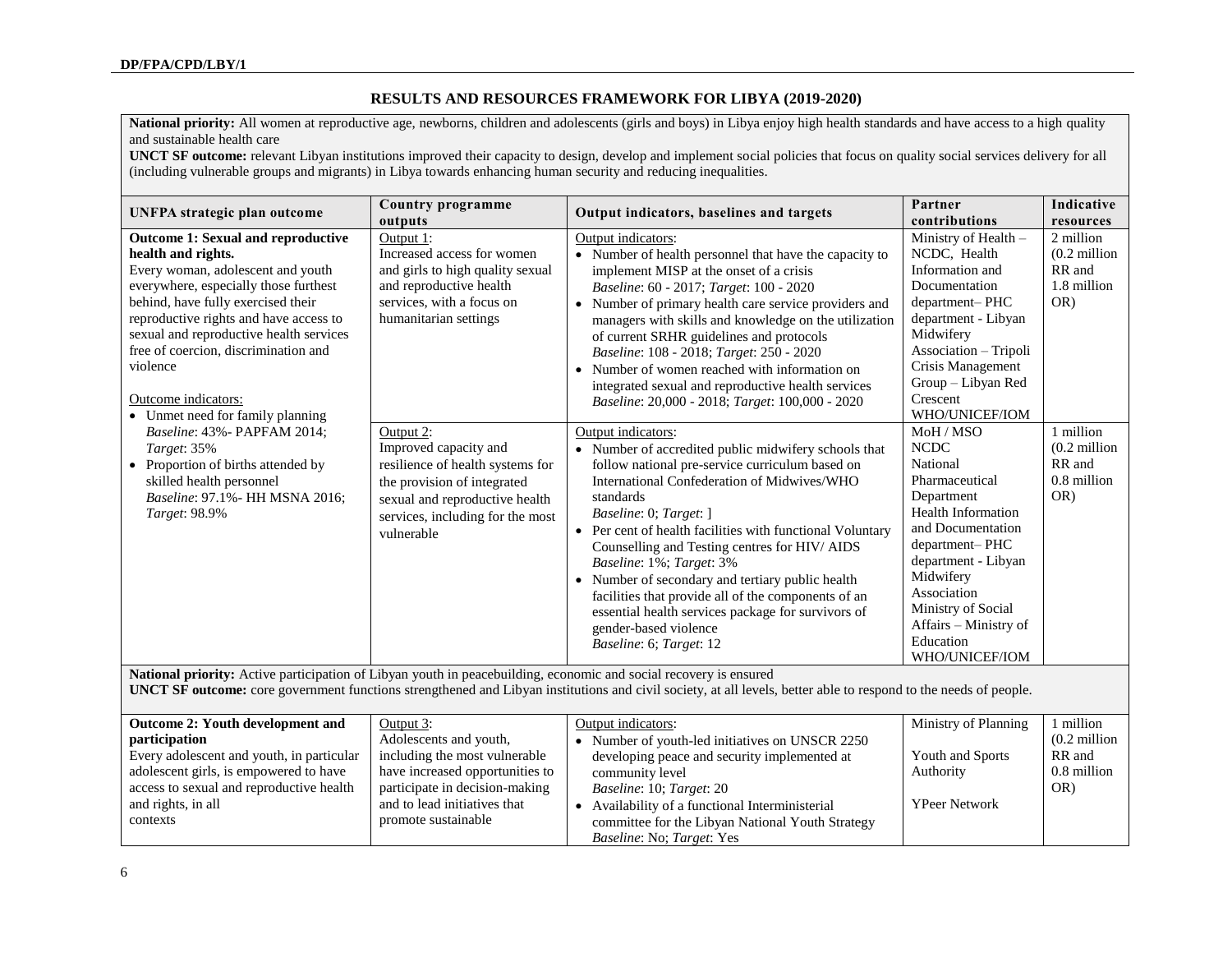## RESULTS AND RESOURCES FRAMEWORK FOR LIBYA (2019-2020)

**National priority:** All women at reproductive age, newborns, children and adolescents (girls and boys) in Libya enjoy high health standards and have access to a high quality and sustainable health care

**UNCT SF outcome:** relevant Libyan institutions improved their capacity to design, develop and implement social policies that focus on quality social services delivery for all (including vulnerable groups and migrants) in Libya towards enhancing human security and reducing inequalities.

| UNFPA strategic plan outcome | Country programme outputs | Output indicators, baselines and targets | Partner contributions | Indicative resources |
|---|---|---|---|---|
| **Outcome 1: Sexual and reproductive health and rights.**<br>Every woman, adolescent and youth everywhere, especially those furthest behind, have fully exercised their reproductive rights and have access to sexual and reproductive health services free of coercion, discrimination and violence<br><br>Outcome indicators:<br>• Unmet need for family planning *Baseline*: 43%- PAPFAM 2014; *Target*: 35%<br>• Proportion of births attended by skilled health personnel *Baseline*: 97.1%- HH MSNA 2016; *Target*: 98.9% | Output 1:<br>Increased access for women and girls to high quality sexual and reproductive health services, with a focus on humanitarian settings | Output indicators:<br>• Number of health personnel that have the capacity to implement MISP at the onset of a crisis *Baseline*: 60 - 2017; *Target*: 100 - 2020<br>• Number of primary health care service providers and managers with skills and knowledge on the utilization of current SRHR guidelines and protocols *Baseline*: 108 - 2018; *Target*: 250 - 2020<br>• Number of women reached with information on integrated sexual and reproductive health services *Baseline*: 20,000 - 2018; *Target*: 100,000 - 2020 | Ministry of Health – NCDC, Health Information and Documentation department– PHC department - Libyan Midwifery Association – Tripoli Crisis Management Group – Libyan Red Crescent WHO/UNICEF/IOM | 2 million (0.2 million RR and 1.8 million OR) |
| | Output 2:<br>Improved capacity and resilience of health systems for the provision of integrated sexual and reproductive health services, including for the most vulnerable | Output indicators:<br>• Number of accredited public midwifery schools that follow national pre-service curriculum based on International Confederation of Midwives/WHO standards *Baseline*: 0; *Target*: ]<br>• Per cent of health facilities with functional Voluntary Counselling and Testing centres for HIV/ AIDS *Baseline*: 1%; *Target*: 3%<br>• Number of secondary and tertiary public health facilities that provide all of the components of an essential health services package for survivors of gender-based violence *Baseline*: 6; *Target*: 12 | MoH / MSO NCDC National Pharmaceutical Department Health Information and Documentation department– PHC department - Libyan Midwifery Association Ministry of Social Affairs – Ministry of Education WHO/UNICEF/IOM | 1 million (0.2 million RR and 0.8 million OR) |

**National priority:** Active participation of Libyan youth in peacebuilding, economic and social recovery is ensured

**UNCT SF outcome:** core government functions strengthened and Libyan institutions and civil society, at all levels, better able to respond to the needs of people.

| UNFPA strategic plan outcome | Country programme outputs | Output indicators, baselines and targets | Partner contributions | Indicative resources |
|---|---|---|---|---|
| **Outcome 2: Youth development and participation**<br>Every adolescent and youth, in particular adolescent girls, is empowered to have access to sexual and reproductive health and rights, in all contexts | Output 3:<br>Adolescents and youth, including the most vulnerable have increased opportunities to participate in decision-making and to lead initiatives that promote sustainable | Output indicators:<br>• Number of youth-led initiatives on UNSCR 2250 developing peace and security implemented at community level *Baseline*: 10; *Target*: 20<br>• Availability of a functional Interministerial committee for the Libyan National Youth Strategy *Baseline*: No; *Target*: Yes | Ministry of Planning<br><br>Youth and Sports Authority<br><br>YPeer Network | 1 million (0.2 million RR and 0.8 million OR) |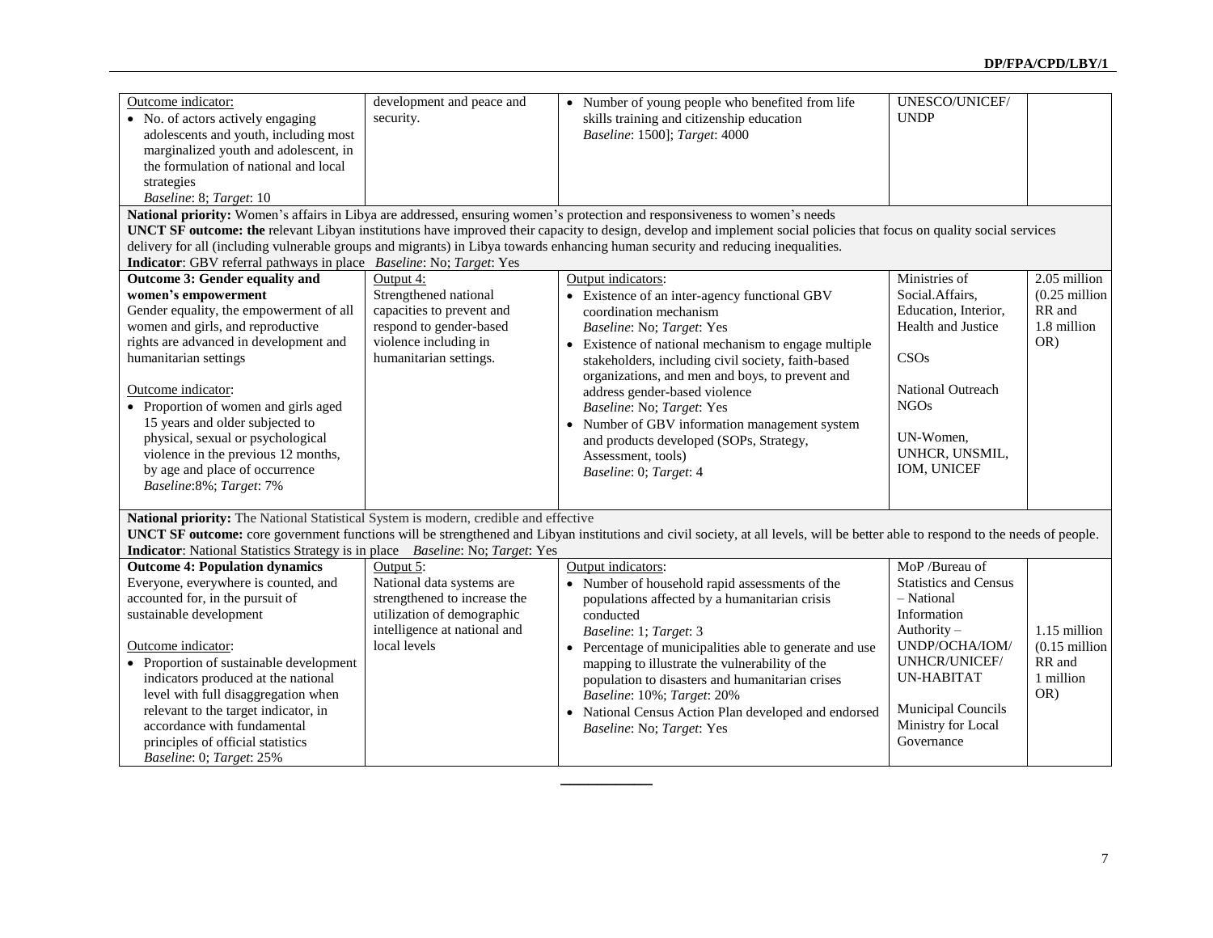| | | | | |
|---|---|---|---|---|
| Outcome indicator:<br>• No. of actors actively engaging adolescents and youth, including most marginalized youth and adolescent, in the formulation of national and local strategies<br>*Baseline*: 8; *Target*: 10 | development and peace and security. | • Number of young people who benefited from life skills training and citizenship education<br>*Baseline*: 1500]; *Target*: 4000 | UNESCO/UNICEF/ UNDP | |
| **National priority:** Women's affairs in Libya are addressed, ensuring women's protection and responsiveness to women's needs<br>**UNCT SF outcome: the** relevant Libyan institutions have improved their capacity to design, develop and implement social policies that focus on quality social services delivery for all (including vulnerable groups and migrants) in Libya towards enhancing human security and reducing inequalities.<br>**Indicator**: GBV referral pathways in place *Baseline*: No; *Target*: Yes | | | | |
| **Outcome 3: Gender equality and women's empowerment**<br>Gender equality, the empowerment of all women and girls, and reproductive rights are advanced in development and humanitarian settings<br><br>Outcome indicator:<br>• Proportion of women and girls aged 15 years and older subjected to physical, sexual or psychological violence in the previous 12 months, by age and place of occurrence<br>*Baseline*:8%; *Target*: 7% | Output 4:<br>Strengthened national capacities to prevent and respond to gender-based violence including in humanitarian settings. | Output indicators:<br>• Existence of an inter-agency functional GBV coordination mechanism<br>*Baseline*: No; *Target*: Yes<br>• Existence of national mechanism to engage multiple stakeholders, including civil society, faith-based organizations, and men and boys, to prevent and address gender-based violence<br>*Baseline*: No; *Target*: Yes<br>• Number of GBV information management system and products developed (SOPs, Strategy, Assessment, tools)<br>*Baseline*: 0; *Target*: 4 | Ministries of Social.Affairs, Education, Interior, Health and Justice<br><br>CSOs<br><br>National Outreach NGOs<br><br>UN-Women, UNHCR, UNSMIL, IOM, UNICEF | 2.05 million (0.25 million RR and 1.8 million OR) |
| **National priority:** The National Statistical System is modern, credible and effective<br>**UNCT SF outcome:** core government functions will be strengthened and Libyan institutions and civil society, at all levels, will be better able to respond to the needs of people.<br>**Indicator**: National Statistics Strategy is in place *Baseline*: No; *Target*: Yes | | | | |
| **Outcome 4: Population dynamics**<br>Everyone, everywhere is counted, and accounted for, in the pursuit of sustainable development<br><br>Outcome indicator:<br>• Proportion of sustainable development indicators produced at the national level with full disaggregation when relevant to the target indicator, in accordance with fundamental principles of official statistics<br>*Baseline*: 0; *Target*: 25% | Output 5:<br>National data systems are strengthened to increase the utilization of demographic intelligence at national and local levels | Output indicators:<br>• Number of household rapid assessments of the populations affected by a humanitarian crisis conducted<br>*Baseline*: 1; *Target*: 3<br>• Percentage of municipalities able to generate and use mapping to illustrate the vulnerability of the population to disasters and humanitarian crises<br>*Baseline*: 10%; *Target*: 20%<br>• National Census Action Plan developed and endorsed<br>*Baseline*: No; *Target*: Yes | MoP /Bureau of Statistics and Census – National Information Authority – UNDP/OCHA/IOM/ UNHCR/UNICEF/ UN-HABITAT<br><br>Municipal Councils Ministry for Local Governance | 1.15 million (0.15 million RR and 1 million OR) |